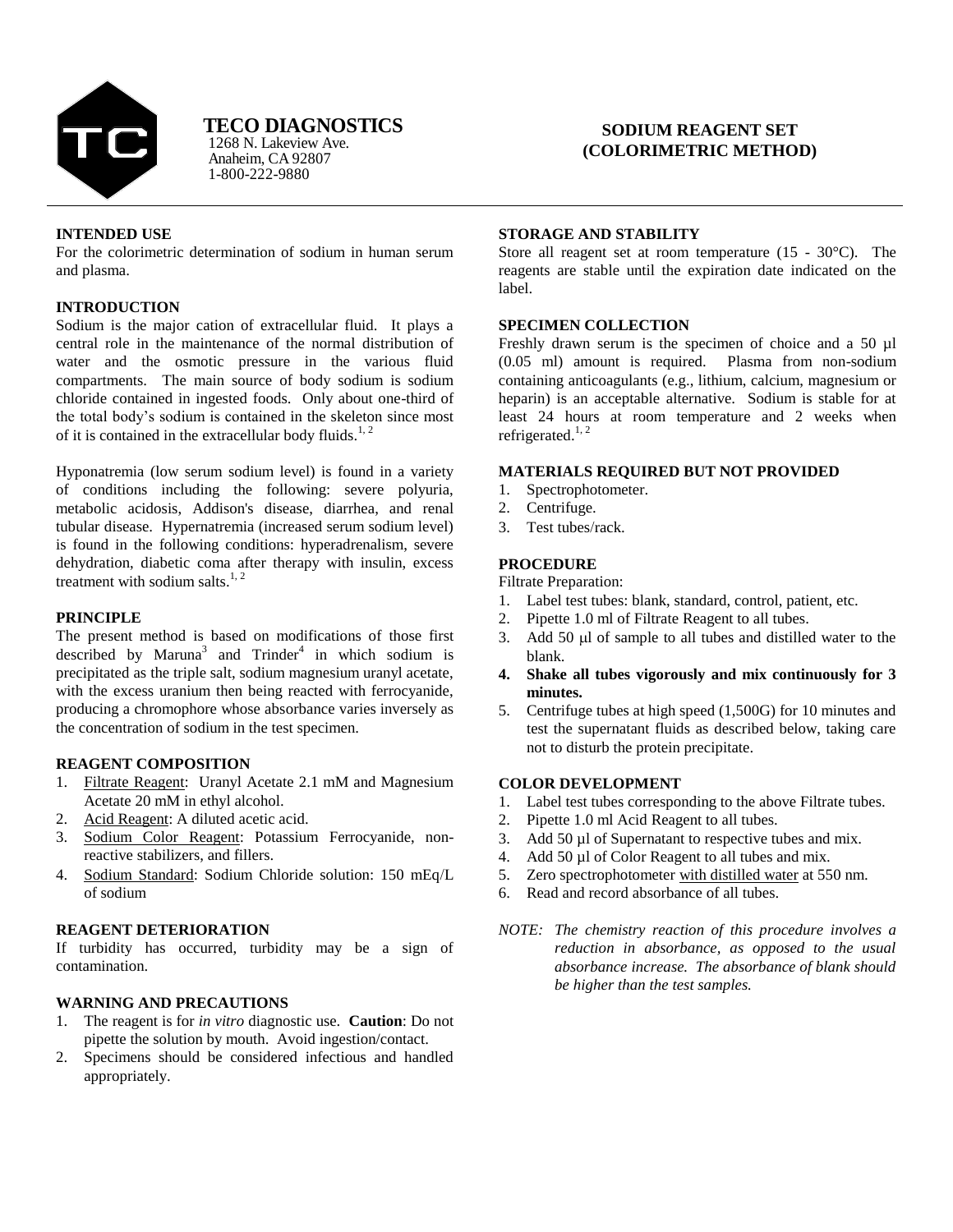# TECO DIAGNOSTICS

1268 N. Lakeview Ave.
Anaheim, CA 92807
1-800-222-9880

# SODIUM REAGENT SET (COLORIMETRIC METHOD)

## INTENDED USE

For the colorimetric determination of sodium in human serum and plasma.

## INTRODUCTION

Sodium is the major cation of extracellular fluid. It plays a central role in the maintenance of the normal distribution of water and the osmotic pressure in the various fluid compartments. The main source of body sodium is sodium chloride contained in ingested foods. Only about one-third of the total body's sodium is contained in the skeleton since most of it is contained in the extracellular body fluids.[1, 2]

Hyponatremia (low serum sodium level) is found in a variety of conditions including the following: severe polyuria, metabolic acidosis, Addison's disease, diarrhea, and renal tubular disease. Hypernatremia (increased serum sodium level) is found in the following conditions: hyperadrenalism, severe dehydration, diabetic coma after therapy with insulin, excess treatment with sodium salts.[1, 2]

## PRINCIPLE

The present method is based on modifications of those first described by Maruna[3] and Trinder[4] in which sodium is precipitated as the triple salt, sodium magnesium uranyl acetate, with the excess uranium then being reacted with ferrocyanide, producing a chromophore whose absorbance varies inversely as the concentration of sodium in the test specimen.

## REAGENT COMPOSITION

1. Filtrate Reagent: Uranyl Acetate 2.1 mM and Magnesium Acetate 20 mM in ethyl alcohol.
2. Acid Reagent: A diluted acetic acid.
3. Sodium Color Reagent: Potassium Ferrocyanide, non-reactive stabilizers, and fillers.
4. Sodium Standard: Sodium Chloride solution: 150 mEq/L of sodium

## REAGENT DETERIORATION

If turbidity has occurred, turbidity may be a sign of contamination.

## WARNING AND PRECAUTIONS

1. The reagent is for *in vitro* diagnostic use. **Caution**: Do not pipette the solution by mouth. Avoid ingestion/contact.
2. Specimens should be considered infectious and handled appropriately.

## STORAGE AND STABILITY

Store all reagent set at room temperature (15 - 30°C). The reagents are stable until the expiration date indicated on the label.

## SPECIMEN COLLECTION

Freshly drawn serum is the specimen of choice and a 50 µl (0.05 ml) amount is required. Plasma from non-sodium containing anticoagulants (e.g., lithium, calcium, magnesium or heparin) is an acceptable alternative. Sodium is stable for at least 24 hours at room temperature and 2 weeks when refrigerated.[1, 2]

## MATERIALS REQUIRED BUT NOT PROVIDED

1. Spectrophotometer.
2. Centrifuge.
3. Test tubes/rack.

## PROCEDURE

Filtrate Preparation:

1. Label test tubes: blank, standard, control, patient, etc.
2. Pipette 1.0 ml of Filtrate Reagent to all tubes.
3. Add 50 µl of sample to all tubes and distilled water to the blank.
4. **Shake all tubes vigorously and mix continuously for 3 minutes.**
5. Centrifuge tubes at high speed (1,500G) for 10 minutes and test the supernatant fluids as described below, taking care not to disturb the protein precipitate.

## COLOR DEVELOPMENT

1. Label test tubes corresponding to the above Filtrate tubes.
2. Pipette 1.0 ml Acid Reagent to all tubes.
3. Add 50 µl of Supernatant to respective tubes and mix.
4. Add 50 µl of Color Reagent to all tubes and mix.
5. Zero spectrophotometer with distilled water at 550 nm.
6. Read and record absorbance of all tubes.

*NOTE: The chemistry reaction of this procedure involves a reduction in absorbance, as opposed to the usual absorbance increase. The absorbance of blank should be higher than the test samples.*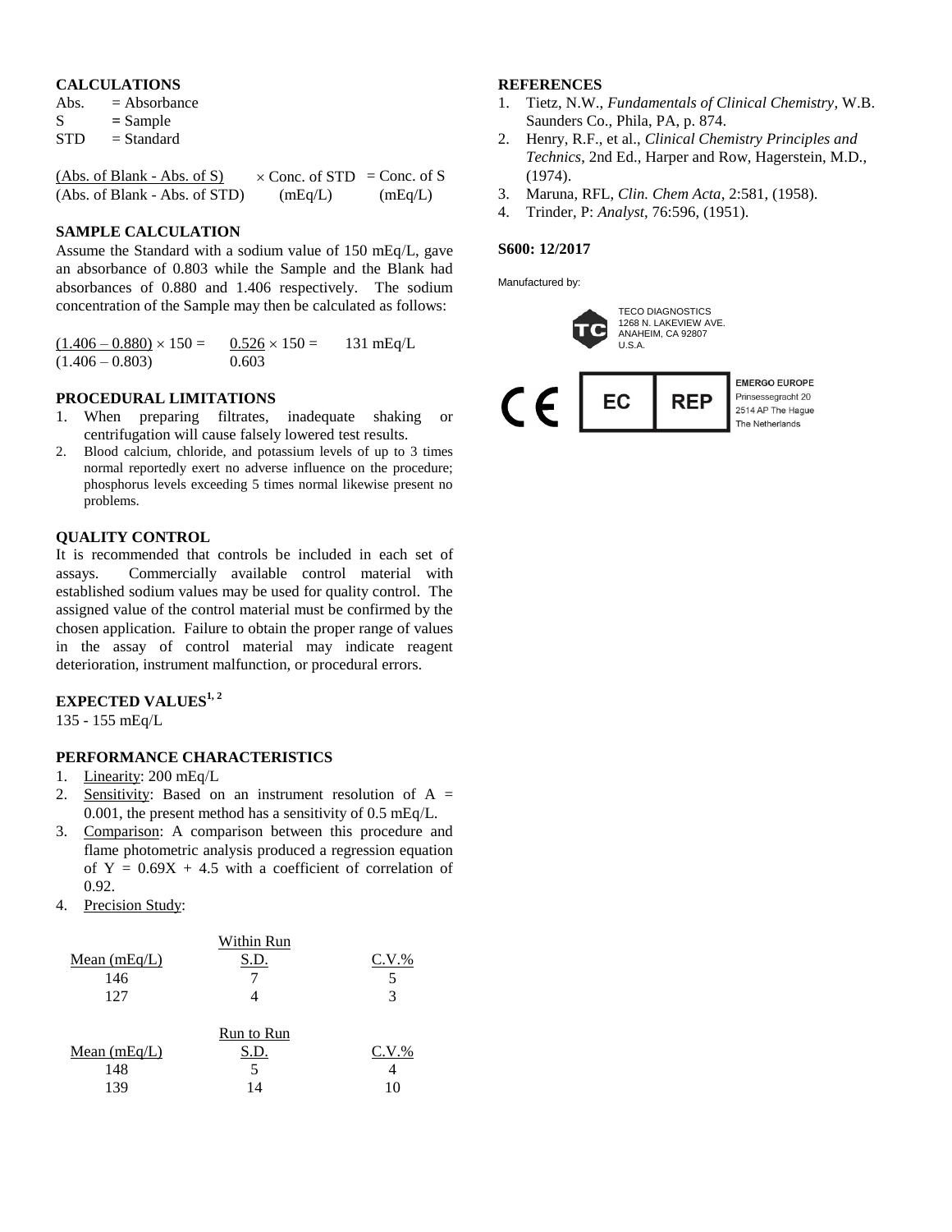## CALCULATIONS

Abs. = Absorbance
S = Sample
STD = Standard

$$\frac{\text{(Abs. of Blank - Abs. of S)}}{\text{(Abs. of Blank - Abs. of STD)}} \times \underset{\text{(mEq/L)}}{\text{Conc. of STD}} = \underset{\text{(mEq/L)}}{\text{Conc. of S}}$$

## SAMPLE CALCULATION

Assume the Standard with a sodium value of 150 mEq/L, gave an absorbance of 0.803 while the Sample and the Blank had absorbances of 0.880 and 1.406 respectively. The sodium concentration of the Sample may then be calculated as follows:

$$\frac{(1.406 - 0.880)}{(1.406 - 0.803)} \times 150 = \frac{0.526}{0.603} \times 150 = 131 \text{ mEq/L}$$

## PROCEDURAL LIMITATIONS

1. When preparing filtrates, inadequate shaking or centrifugation will cause falsely lowered test results.
2. Blood calcium, chloride, and potassium levels of up to 3 times normal reportedly exert no adverse influence on the procedure; phosphorus levels exceeding 5 times normal likewise present no problems.

## QUALITY CONTROL

It is recommended that controls be included in each set of assays. Commercially available control material with established sodium values may be used for quality control. The assigned value of the control material must be confirmed by the chosen application. Failure to obtain the proper range of values in the assay of control material may indicate reagent deterioration, instrument malfunction, or procedural errors.

## EXPECTED VALUES[1, 2]

135 - 155 mEq/L

## PERFORMANCE CHARACTERISTICS

1. Linearity: 200 mEq/L
2. Sensitivity: Based on an instrument resolution of A = 0.001, the present method has a sensitivity of 0.5 mEq/L.
3. Comparison: A comparison between this procedure and flame photometric analysis produced a regression equation of Y = 0.69X + 4.5 with a coefficient of correlation of 0.92.
4. Precision Study:

| | Within Run | |
|---|---|---|
| Mean (mEq/L) | S.D. | C.V.% |
| 146 | 7 | 5 |
| 127 | 4 | 3 |

| | Run to Run | |
|---|---|---|
| Mean (mEq/L) | S.D. | C.V.% |
| 148 | 5 | 4 |
| 139 | 14 | 10 |

## REFERENCES

1. Tietz, N.W., *Fundamentals of Clinical Chemistry*, W.B. Saunders Co., Phila, PA, p. 874.
2. Henry, R.F., et al., *Clinical Chemistry Principles and Technics*, 2nd Ed., Harper and Row, Hagerstein, M.D., (1974).
3. Maruna, RFL, *Clin. Chem Acta*, 2:581, (1958).
4. Trinder, P: *Analyst*, 76:596, (1951).

**S600: 12/2017**

Manufactured by:

TECO DIAGNOSTICS
1268 N. LAKEVIEW AVE.
ANAHEIM, CA 92807
U.S.A.

EC REP

EMERGO EUROPE
Prinsessegracht 20
2514 AP The Hague
The Netherlands